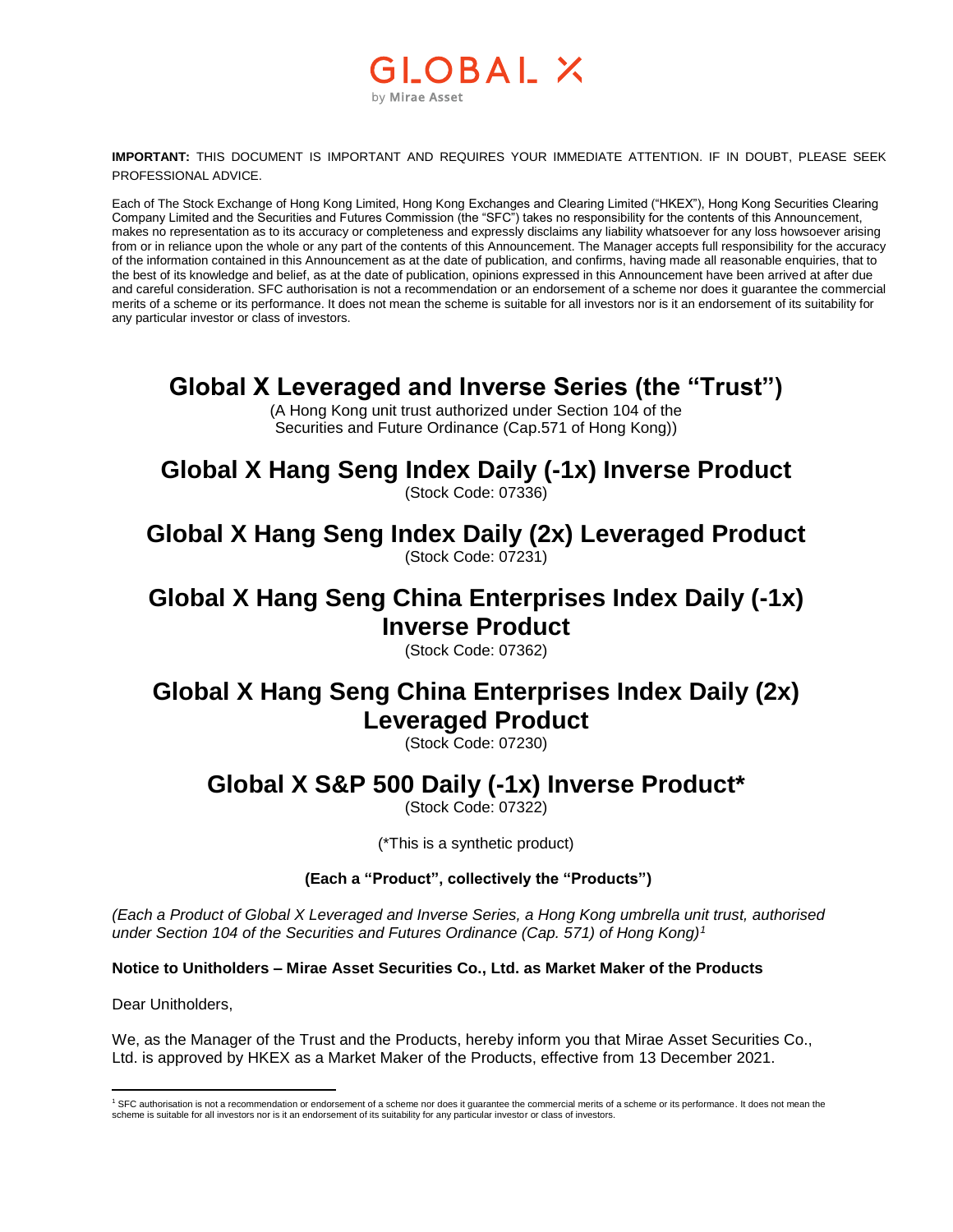GLOBAL X
by Mirae Asset

**IMPORTANT:** THIS DOCUMENT IS IMPORTANT AND REQUIRES YOUR IMMEDIATE ATTENTION. IF IN DOUBT, PLEASE SEEK PROFESSIONAL ADVICE.

Each of The Stock Exchange of Hong Kong Limited, Hong Kong Exchanges and Clearing Limited ("HKEX"), Hong Kong Securities Clearing Company Limited and the Securities and Futures Commission (the "SFC") takes no responsibility for the contents of this Announcement, makes no representation as to its accuracy or completeness and expressly disclaims any liability whatsoever for any loss howsoever arising from or in reliance upon the whole or any part of the contents of this Announcement. The Manager accepts full responsibility for the accuracy of the information contained in this Announcement as at the date of publication, and confirms, having made all reasonable enquiries, that to the best of its knowledge and belief, as at the date of publication, opinions expressed in this Announcement have been arrived at after due and careful consideration. SFC authorisation is not a recommendation or an endorsement of a scheme nor does it guarantee the commercial merits of a scheme or its performance. It does not mean the scheme is suitable for all investors nor is it an endorsement of its suitability for any particular investor or class of investors.

# Global X Leveraged and Inverse Series (the "Trust")

(A Hong Kong unit trust authorized under Section 104 of the Securities and Future Ordinance (Cap.571 of Hong Kong))

## Global X Hang Seng Index Daily (-1x) Inverse Product

(Stock Code: 07336)

## Global X Hang Seng Index Daily (2x) Leveraged Product

(Stock Code: 07231)

## Global X Hang Seng China Enterprises Index Daily (-1x) Inverse Product

(Stock Code: 07362)

## Global X Hang Seng China Enterprises Index Daily (2x) Leveraged Product

(Stock Code: 07230)

## Global X S&P 500 Daily (-1x) Inverse Product*

(Stock Code: 07322)

(*This is a synthetic product)

**(Each a "Product", collectively the "Products")**

*(Each a Product of Global X Leveraged and Inverse Series, a Hong Kong umbrella unit trust, authorised under Section 104 of the Securities and Futures Ordinance (Cap. 571) of Hong Kong)*[1]

**Notice to Unitholders – Mirae Asset Securities Co., Ltd. as Market Maker of the Products**

Dear Unitholders,

We, as the Manager of the Trust and the Products, hereby inform you that Mirae Asset Securities Co., Ltd. is approved by HKEX as a Market Maker of the Products, effective from 13 December 2021.

[1] SFC authorisation is not a recommendation or endorsement of a scheme nor does it guarantee the commercial merits of a scheme or its performance. It does not mean the scheme is suitable for all investors nor is it an endorsement of its suitability for any particular investor or class of investors.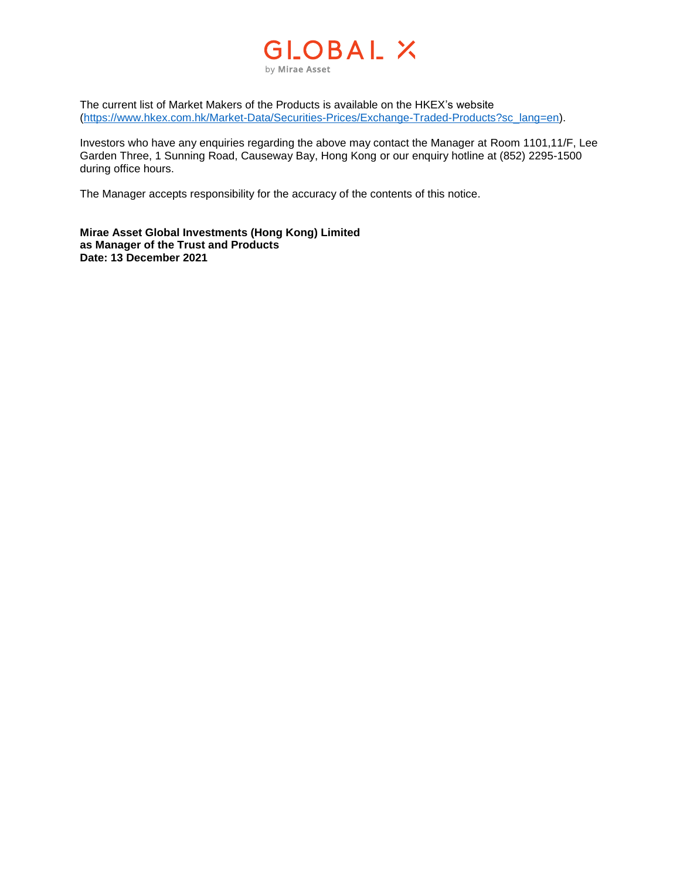The current list of Market Makers of the Products is available on the HKEX's website (https://www.hkex.com.hk/Market-Data/Securities-Prices/Exchange-Traded-Products?sc_lang=en).

Investors who have any enquiries regarding the above may contact the Manager at Room 1101,11/F, Lee Garden Three, 1 Sunning Road, Causeway Bay, Hong Kong or our enquiry hotline at (852) 2295-1500 during office hours.

The Manager accepts responsibility for the accuracy of the contents of this notice.

**Mirae Asset Global Investments (Hong Kong) Limited**
**as Manager of the Trust and Products**
**Date: 13 December 2021**